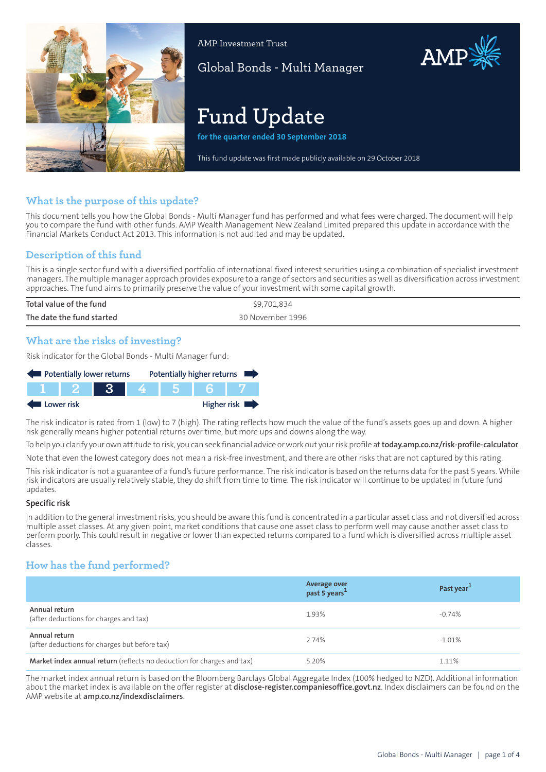AMP Investment Trust

Global Bonds - Multi Manager

# Fund Update

**for the quarter ended 30 September 2018**

This fund update was first made publicly available on 29 October 2018

## What is the purpose of this update?

This document tells you how the Global Bonds - Multi Manager fund has performed and what fees were charged. The document will help you to compare the fund with other funds. AMP Wealth Management New Zealand Limited prepared this update in accordance with the Financial Markets Conduct Act 2013. This information is not audited and may be updated.

## Description of this fund

This is a single sector fund with a diversified portfolio of international fixed interest securities using a combination of specialist investment managers. The multiple manager approach provides exposure to a range of sectors and securities as well as diversification across investment approaches. The fund aims to primarily preserve the value of your investment with some capital growth.

| | |
|---|---|
| Total value of the fund | $9,701,834 |
| The date the fund started | 30 November 1996 |

## What are the risks of investing?

Risk indicator for the Global Bonds - Multi Manager fund:

| Potentially lower returns | | | | | | Potentially higher returns |
|---|---|---|---|---|---|---|
| 1 | 2 | **3** | 4 | 5 | 6 | 7 |
| Lower risk | | | | | | Higher risk |

The risk indicator is rated from 1 (low) to 7 (high). The rating reflects how much the value of the fund's assets goes up and down. A higher risk generally means higher potential returns over time, but more ups and downs along the way.

To help you clarify your own attitude to risk, you can seek financial advice or work out your risk profile at **today.amp.co.nz/risk-profile-calculator**.

Note that even the lowest category does not mean a risk-free investment, and there are other risks that are not captured by this rating.

This risk indicator is not a guarantee of a fund's future performance. The risk indicator is based on the returns data for the past 5 years. While risk indicators are usually relatively stable, they do shift from time to time. The risk indicator will continue to be updated in future fund updates.

### Specific risk

In addition to the general investment risks, you should be aware this fund is concentrated in a particular asset class and not diversified across multiple asset classes. At any given point, market conditions that cause one asset class to perform well may cause another asset class to perform poorly. This could result in negative or lower than expected returns compared to a fund which is diversified across multiple asset classes.

## How has the fund performed?

| | Average over past 5 years[1] | Past year[1] |
|---|---|---|
| **Annual return** (after deductions for charges and tax) | 1.93% | -0.74% |
| **Annual return** (after deductions for charges but before tax) | 2.74% | -1.01% |
| **Market index annual return** (reflects no deduction for charges and tax) | 5.20% | 1.11% |

The market index annual return is based on the Bloomberg Barclays Global Aggregate Index (100% hedged to NZD). Additional information about the market index is available on the offer register at **disclose-register.companiesoffice.govt.nz**. Index disclaimers can be found on the AMP website at **amp.co.nz/indexdisclaimers**.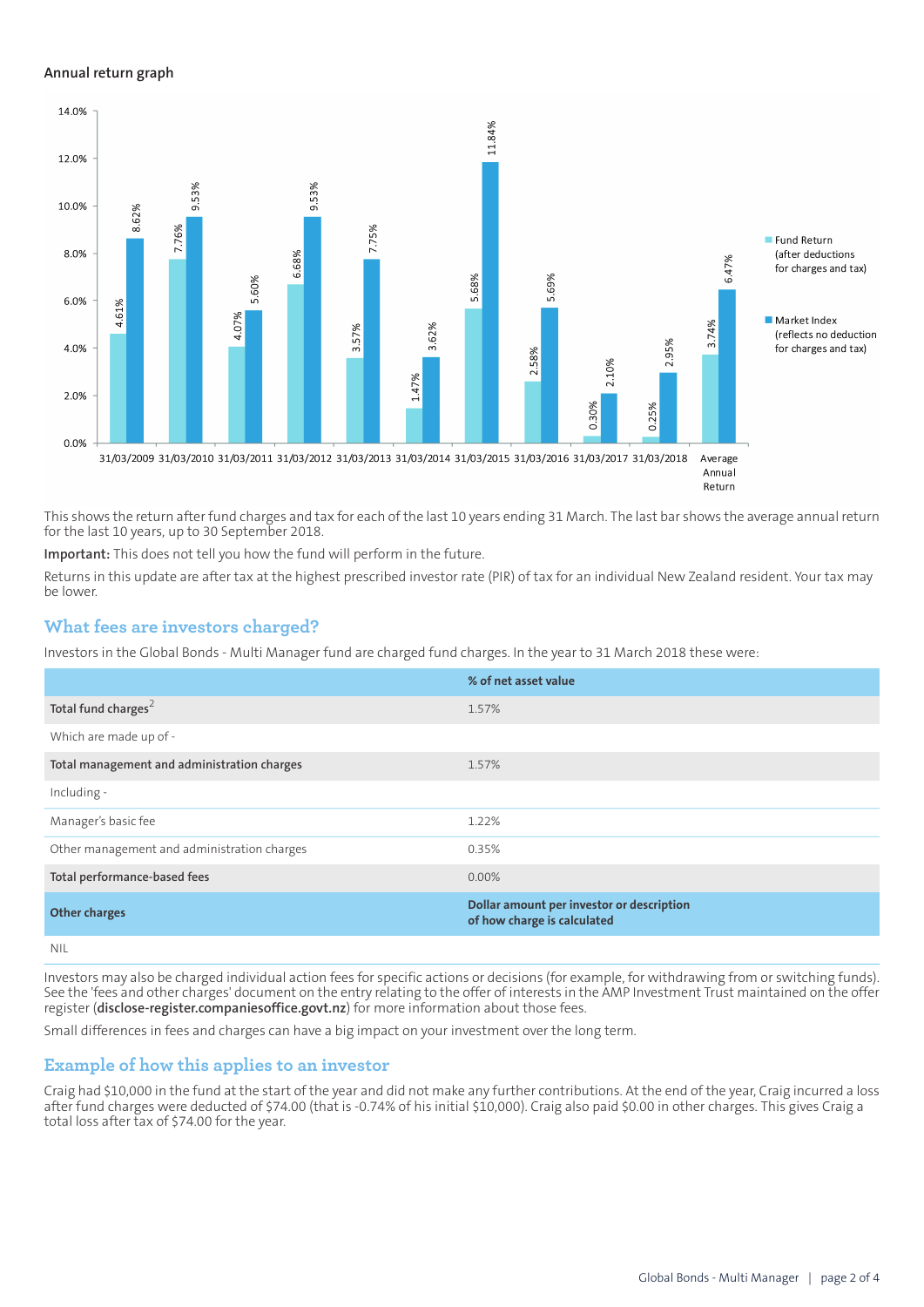### Annual return graph

| Year | Fund Return (after deductions for charges and tax) | Market Index (reflects no deduction for charges and tax) |
|---|---|---|
| 31/03/2009 | 4.61% | 8.62% |
| 31/03/2010 | 7.76% | 9.53% |
| 31/03/2011 | 4.07% | 5.60% |
| 31/03/2012 | 6.68% | 9.53% |
| 31/03/2013 | 3.57% | 7.75% |
| 31/03/2014 | 1.47% | 3.62% |
| 31/03/2015 | 5.68% | 11.84% |
| 31/03/2016 | 2.58% | 5.69% |
| 31/03/2017 | 0.30% | 2.10% |
| 31/03/2018 | 0.25% | 2.95% |
| Average Annual Return | 3.74% | 6.47% |

This shows the return after fund charges and tax for each of the last 10 years ending 31 March. The last bar shows the average annual return for the last 10 years, up to 30 September 2018.

**Important:** This does not tell you how the fund will perform in the future.

Returns in this update are after tax at the highest prescribed investor rate (PIR) of tax for an individual New Zealand resident. Your tax may be lower.

## What fees are investors charged?

Investors in the Global Bonds - Multi Manager fund are charged fund charges. In the year to 31 March 2018 these were:

| | % of net asset value |
|---|---|
| **Total fund charges**[2] | 1.57% |
| Which are made up of - | |
| **Total management and administration charges** | 1.57% |
| Including - | |
| Manager's basic fee | 1.22% |
| Other management and administration charges | 0.35% |
| **Total performance-based fees** | 0.00% |
| **Other charges** | **Dollar amount per investor or description of how charge is calculated** |
| NIL | |

Investors may also be charged individual action fees for specific actions or decisions (for example, for withdrawing from or switching funds). See the 'fees and other charges' document on the entry relating to the offer of interests in the AMP Investment Trust maintained on the offer register (**disclose-register.companiesoffice.govt.nz**) for more information about those fees.

Small differences in fees and charges can have a big impact on your investment over the long term.

## Example of how this applies to an investor

Craig had $10,000 in the fund at the start of the year and did not make any further contributions. At the end of the year, Craig incurred a loss after fund charges were deducted of $74.00 (that is -0.74% of his initial $10,000). Craig also paid $0.00 in other charges. This gives Craig a total loss after tax of $74.00 for the year.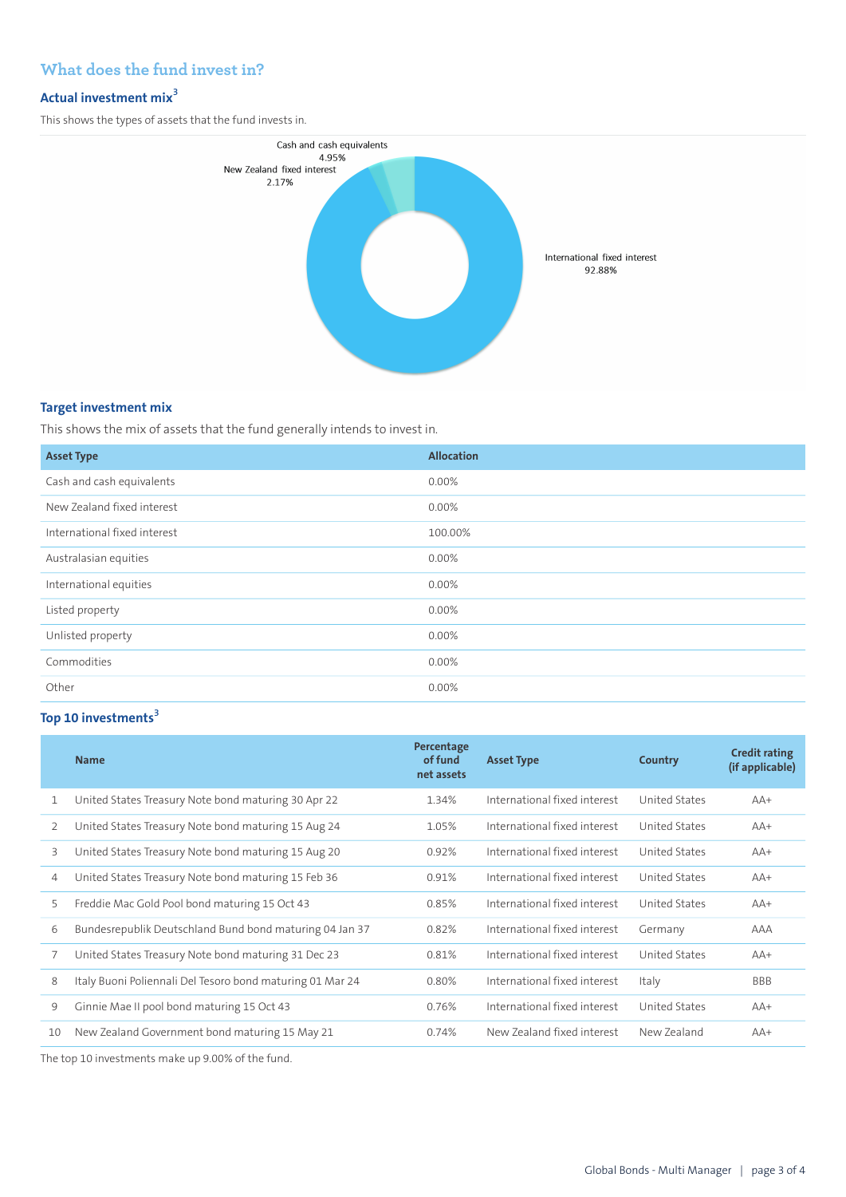## What does the fund invest in?

### Actual investment mix[3]

This shows the types of assets that the fund invests in.

Cash and cash equivalents 4.95%
New Zealand fixed interest 2.17%
International fixed interest 92.88%

### Target investment mix

This shows the mix of assets that the fund generally intends to invest in.

| Asset Type | Allocation |
|---|---|
| Cash and cash equivalents | 0.00% |
| New Zealand fixed interest | 0.00% |
| International fixed interest | 100.00% |
| Australasian equities | 0.00% |
| International equities | 0.00% |
| Listed property | 0.00% |
| Unlisted property | 0.00% |
| Commodities | 0.00% |
| Other | 0.00% |

### Top 10 investments[3]

| | Name | Percentage of fund net assets | Asset Type | Country | Credit rating (if applicable) |
|---|---|---|---|---|---|
| 1 | United States Treasury Note bond maturing 30 Apr 22 | 1.34% | International fixed interest | United States | AA+ |
| 2 | United States Treasury Note bond maturing 15 Aug 24 | 1.05% | International fixed interest | United States | AA+ |
| 3 | United States Treasury Note bond maturing 15 Aug 20 | 0.92% | International fixed interest | United States | AA+ |
| 4 | United States Treasury Note bond maturing 15 Feb 36 | 0.91% | International fixed interest | United States | AA+ |
| 5 | Freddie Mac Gold Pool bond maturing 15 Oct 43 | 0.85% | International fixed interest | United States | AA+ |
| 6 | Bundesrepublik Deutschland Bund bond maturing 04 Jan 37 | 0.82% | International fixed interest | Germany | AAA |
| 7 | United States Treasury Note bond maturing 31 Dec 23 | 0.81% | International fixed interest | United States | AA+ |
| 8 | Italy Buoni Poliennali Del Tesoro bond maturing 01 Mar 24 | 0.80% | International fixed interest | Italy | BBB |
| 9 | Ginnie Mae II pool bond maturing 15 Oct 43 | 0.76% | International fixed interest | United States | AA+ |
| 10 | New Zealand Government bond maturing 15 May 21 | 0.74% | New Zealand fixed interest | New Zealand | AA+ |

The top 10 investments make up 9.00% of the fund.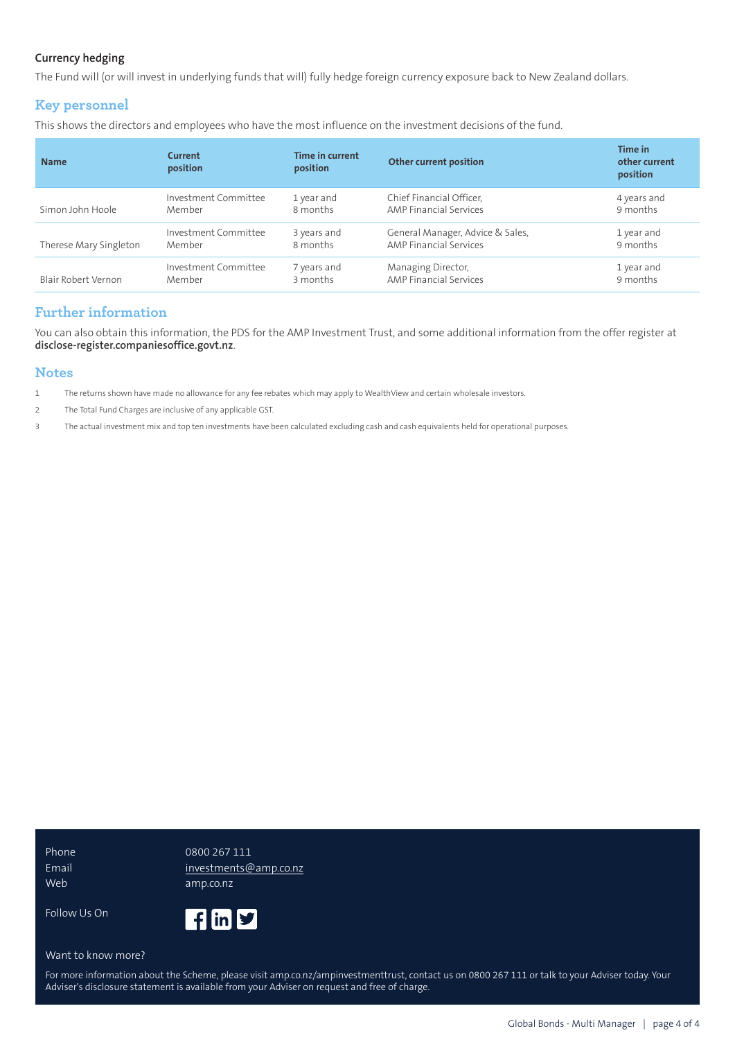**Currency hedging**

The Fund will (or will invest in underlying funds that will) fully hedge foreign currency exposure back to New Zealand dollars.

## Key personnel

This shows the directors and employees who have the most influence on the investment decisions of the fund.

| Name | Current position | Time in current position | Other current position | Time in other current position |
|---|---|---|---|---|
| Simon John Hoole | Investment Committee Member | 1 year and 8 months | Chief Financial Officer, AMP Financial Services | 4 years and 9 months |
| Therese Mary Singleton | Investment Committee Member | 3 years and 8 months | General Manager, Advice & Sales, AMP Financial Services | 1 year and 9 months |
| Blair Robert Vernon | Investment Committee Member | 7 years and 3 months | Managing Director, AMP Financial Services | 1 year and 9 months |

## Further information

You can also obtain this information, the PDS for the AMP Investment Trust, and some additional information from the offer register at **disclose-register.companiesoffice.govt.nz**.

## Notes

1. The returns shown have made no allowance for any fee rebates which may apply to WealthView and certain wholesale investors.
2. The Total Fund Charges are inclusive of any applicable GST.
3. The actual investment mix and top ten investments have been calculated excluding cash and cash equivalents held for operational purposes.

Phone 0800 267 111
Email investments@amp.co.nz
Web amp.co.nz

Follow Us On

Want to know more?

For more information about the Scheme, please visit amp.co.nz/ampinvestmenttrust, contact us on 0800 267 111 or talk to your Adviser today. Your Adviser's disclosure statement is available from your Adviser on request and free of charge.